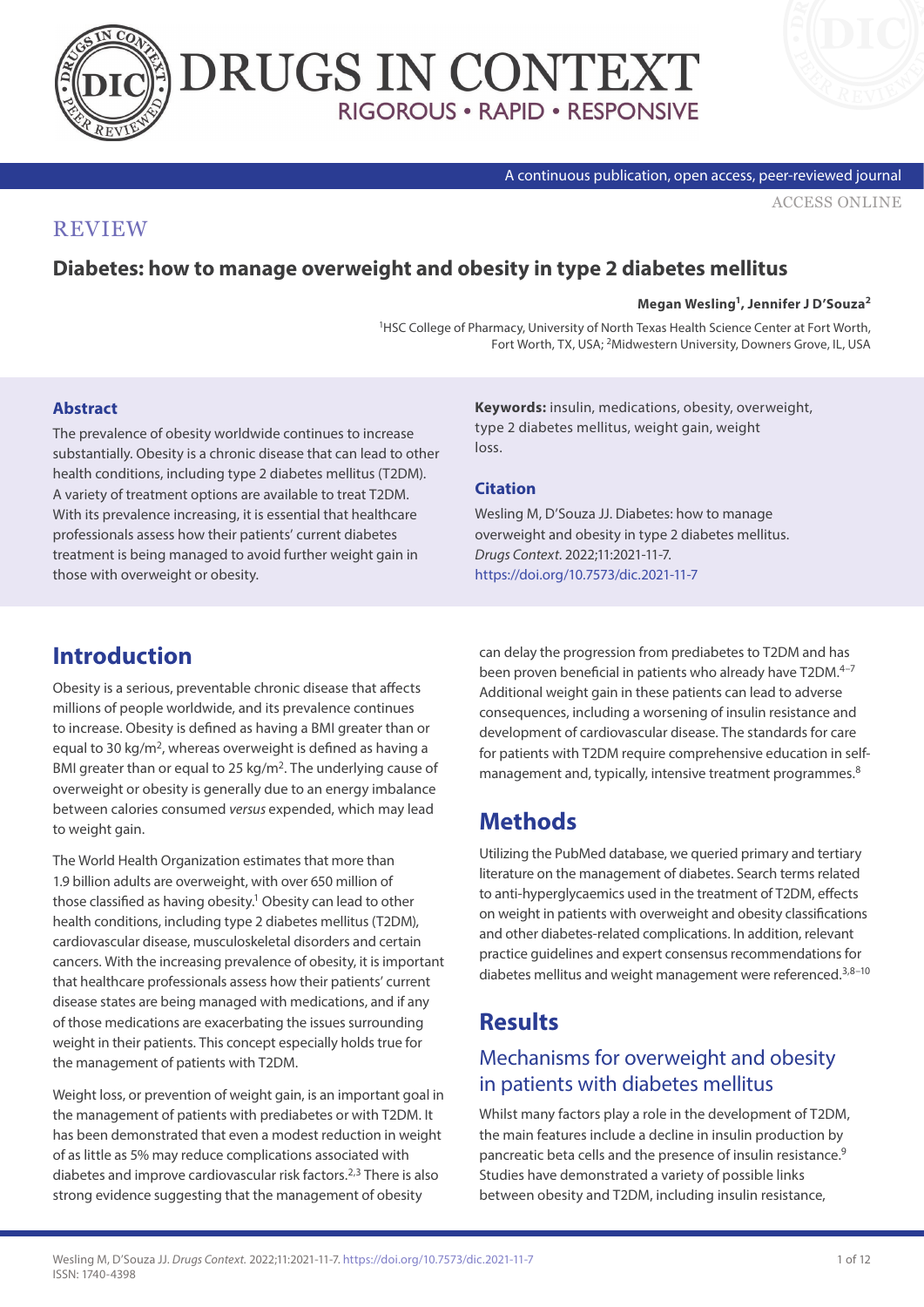REVIEW

# Diabetes: how to manage overweight and obesity in type 2 diabetes mellitus

**Megan Wesling[1], Jennifer J D'Souza[2]**

[1]HSC College of Pharmacy, University of North Texas Health Science Center at Fort Worth, Fort Worth, TX, USA; [2]Midwestern University, Downers Grove, IL, USA

### Abstract

The prevalence of obesity worldwide continues to increase substantially. Obesity is a chronic disease that can lead to other health conditions, including type 2 diabetes mellitus (T2DM). A variety of treatment options are available to treat T2DM. With its prevalence increasing, it is essential that healthcare professionals assess how their patients' current diabetes treatment is being managed to avoid further weight gain in those with overweight or obesity.

**Keywords:** insulin, medications, obesity, overweight, type 2 diabetes mellitus, weight gain, weight loss.

### Citation

Wesling M, D'Souza JJ. Diabetes: how to manage overweight and obesity in type 2 diabetes mellitus. *Drugs Context*. 2022;11:2021-11-7. https://doi.org/10.7573/dic.2021-11-7

## Introduction

Obesity is a serious, preventable chronic disease that affects millions of people worldwide, and its prevalence continues to increase. Obesity is defined as having a BMI greater than or equal to 30 kg/m$^2$, whereas overweight is defined as having a BMI greater than or equal to 25 kg/m$^2$. The underlying cause of overweight or obesity is generally due to an energy imbalance between calories consumed *versus* expended, which may lead to weight gain.

The World Health Organization estimates that more than 1.9 billion adults are overweight, with over 650 million of those classified as having obesity.[1] Obesity can lead to other health conditions, including type 2 diabetes mellitus (T2DM), cardiovascular disease, musculoskeletal disorders and certain cancers. With the increasing prevalence of obesity, it is important that healthcare professionals assess how their patients' current disease states are being managed with medications, and if any of those medications are exacerbating the issues surrounding weight in their patients. This concept especially holds true for the management of patients with T2DM.

Weight loss, or prevention of weight gain, is an important goal in the management of patients with prediabetes or with T2DM. It has been demonstrated that even a modest reduction in weight of as little as 5% may reduce complications associated with diabetes and improve cardiovascular risk factors.[2,3] There is also strong evidence suggesting that the management of obesity can delay the progression from prediabetes to T2DM and has been proven beneficial in patients who already have T2DM.[4–7] Additional weight gain in these patients can lead to adverse consequences, including a worsening of insulin resistance and development of cardiovascular disease. The standards for care for patients with T2DM require comprehensive education in self-management and, typically, intensive treatment programmes.[8]

## Methods

Utilizing the PubMed database, we queried primary and tertiary literature on the management of diabetes. Search terms related to anti-hyperglycaemics used in the treatment of T2DM, effects on weight in patients with overweight and obesity classifications and other diabetes-related complications. In addition, relevant practice guidelines and expert consensus recommendations for diabetes mellitus and weight management were referenced.[3,8–10]

## Results

### Mechanisms for overweight and obesity in patients with diabetes mellitus

Whilst many factors play a role in the development of T2DM, the main features include a decline in insulin production by pancreatic beta cells and the presence of insulin resistance.[9] Studies have demonstrated a variety of possible links between obesity and T2DM, including insulin resistance,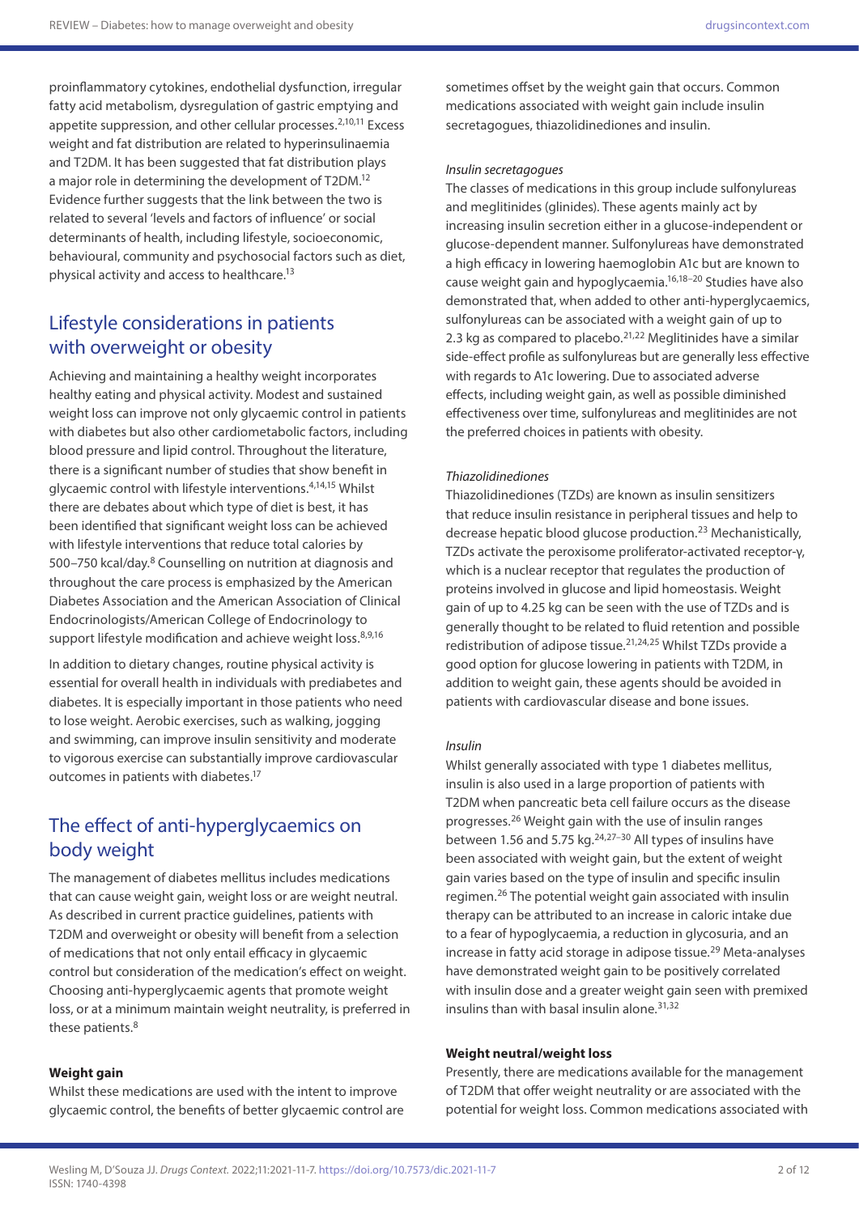proinflammatory cytokines, endothelial dysfunction, irregular fatty acid metabolism, dysregulation of gastric emptying and appetite suppression, and other cellular processes.[2,10,11] Excess weight and fat distribution are related to hyperinsulinaemia and T2DM. It has been suggested that fat distribution plays a major role in determining the development of T2DM.[12] Evidence further suggests that the link between the two is related to several 'levels and factors of influence' or social determinants of health, including lifestyle, socioeconomic, behavioural, community and psychosocial factors such as diet, physical activity and access to healthcare.[13]

## Lifestyle considerations in patients with overweight or obesity

Achieving and maintaining a healthy weight incorporates healthy eating and physical activity. Modest and sustained weight loss can improve not only glycaemic control in patients with diabetes but also other cardiometabolic factors, including blood pressure and lipid control. Throughout the literature, there is a significant number of studies that show benefit in glycaemic control with lifestyle interventions.[4,14,15] Whilst there are debates about which type of diet is best, it has been identified that significant weight loss can be achieved with lifestyle interventions that reduce total calories by 500–750 kcal/day.[8] Counselling on nutrition at diagnosis and throughout the care process is emphasized by the American Diabetes Association and the American Association of Clinical Endocrinologists/American College of Endocrinology to support lifestyle modification and achieve weight loss.[8,9,16]

In addition to dietary changes, routine physical activity is essential for overall health in individuals with prediabetes and diabetes. It is especially important in those patients who need to lose weight. Aerobic exercises, such as walking, jogging and swimming, can improve insulin sensitivity and moderate to vigorous exercise can substantially improve cardiovascular outcomes in patients with diabetes.[17]

## The effect of anti-hyperglycaemics on body weight

The management of diabetes mellitus includes medications that can cause weight gain, weight loss or are weight neutral. As described in current practice guidelines, patients with T2DM and overweight or obesity will benefit from a selection of medications that not only entail efficacy in glycaemic control but consideration of the medication's effect on weight. Choosing anti-hyperglycaemic agents that promote weight loss, or at a minimum maintain weight neutrality, is preferred in these patients.[8]

### Weight gain

Whilst these medications are used with the intent to improve glycaemic control, the benefits of better glycaemic control are sometimes offset by the weight gain that occurs. Common medications associated with weight gain include insulin secretagogues, thiazolidinediones and insulin.

#### *Insulin secretagogues*

The classes of medications in this group include sulfonylureas and meglitinides (glinides). These agents mainly act by increasing insulin secretion either in a glucose-independent or glucose-dependent manner. Sulfonylureas have demonstrated a high efficacy in lowering haemoglobin A1c but are known to cause weight gain and hypoglycaemia.[16,18–20] Studies have also demonstrated that, when added to other anti-hyperglycaemics, sulfonylureas can be associated with a weight gain of up to 2.3 kg as compared to placebo.[21,22] Meglitinides have a similar side-effect profile as sulfonylureas but are generally less effective with regards to A1c lowering. Due to associated adverse effects, including weight gain, as well as possible diminished effectiveness over time, sulfonylureas and meglitinides are not the preferred choices in patients with obesity.

#### *Thiazolidinediones*

Thiazolidinediones (TZDs) are known as insulin sensitizers that reduce insulin resistance in peripheral tissues and help to decrease hepatic blood glucose production.[23] Mechanistically, TZDs activate the peroxisome proliferator-activated receptor-γ, which is a nuclear receptor that regulates the production of proteins involved in glucose and lipid homeostasis. Weight gain of up to 4.25 kg can be seen with the use of TZDs and is generally thought to be related to fluid retention and possible redistribution of adipose tissue.[21,24,25] Whilst TZDs provide a good option for glucose lowering in patients with T2DM, in addition to weight gain, these agents should be avoided in patients with cardiovascular disease and bone issues.

#### *Insulin*

Whilst generally associated with type 1 diabetes mellitus, insulin is also used in a large proportion of patients with T2DM when pancreatic beta cell failure occurs as the disease progresses.[26] Weight gain with the use of insulin ranges between 1.56 and 5.75 kg.[24,27–30] All types of insulins have been associated with weight gain, but the extent of weight gain varies based on the type of insulin and specific insulin regimen.[26] The potential weight gain associated with insulin therapy can be attributed to an increase in caloric intake due to a fear of hypoglycaemia, a reduction in glycosuria, and an increase in fatty acid storage in adipose tissue.[29] Meta-analyses have demonstrated weight gain to be positively correlated with insulin dose and a greater weight gain seen with premixed insulins than with basal insulin alone.[31,32]

### Weight neutral/weight loss

Presently, there are medications available for the management of T2DM that offer weight neutrality or are associated with the potential for weight loss. Common medications associated with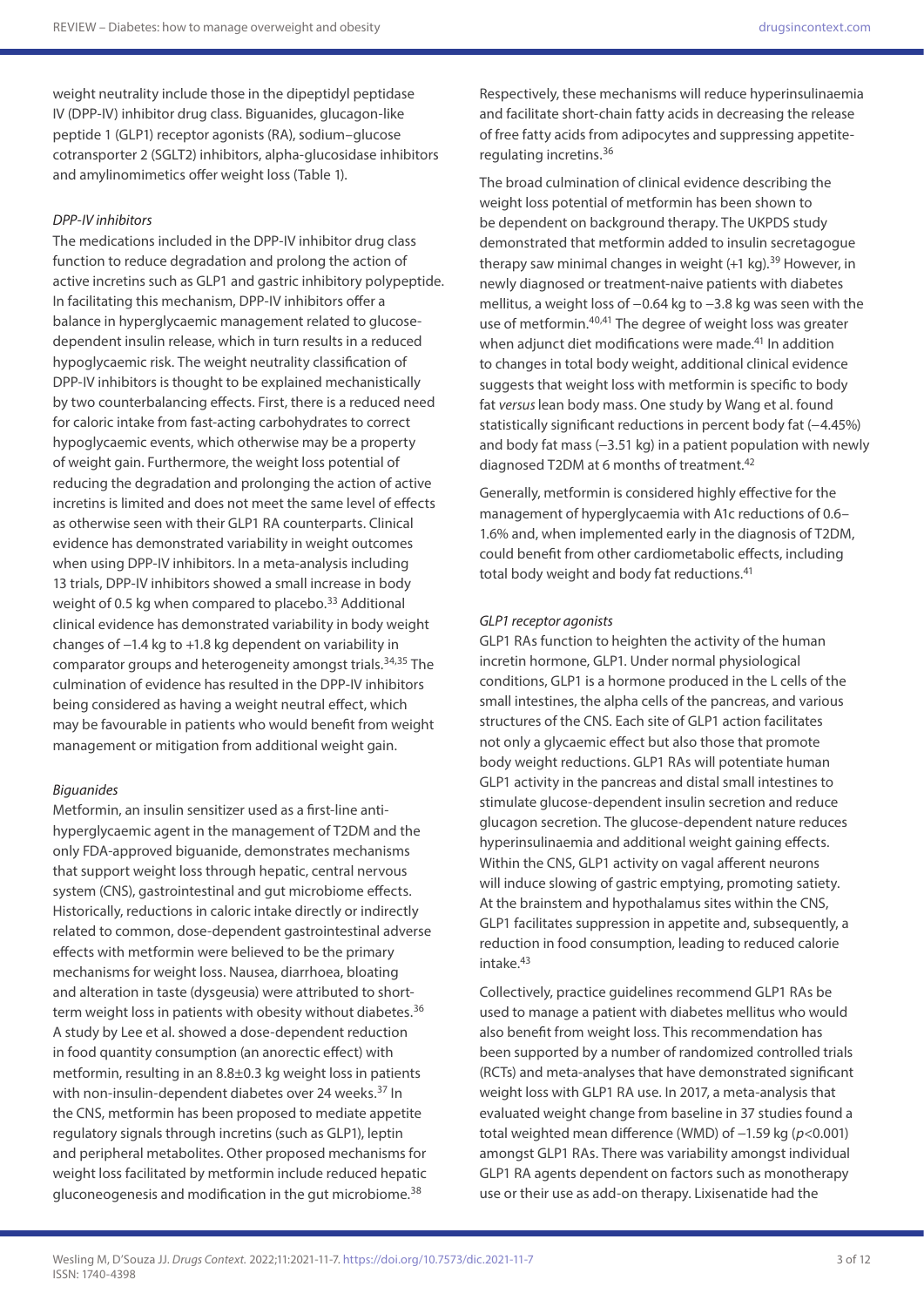weight neutrality include those in the dipeptidyl peptidase IV (DPP-IV) inhibitor drug class. Biguanides, glucagon-like peptide 1 (GLP1) receptor agonists (RA), sodium–glucose cotransporter 2 (SGLT2) inhibitors, alpha-glucosidase inhibitors and amylinomimetics offer weight loss (Table 1).

*DPP-IV inhibitors*

The medications included in the DPP-IV inhibitor drug class function to reduce degradation and prolong the action of active incretins such as GLP1 and gastric inhibitory polypeptide. In facilitating this mechanism, DPP-IV inhibitors offer a balance in hyperglycaemic management related to glucose-dependent insulin release, which in turn results in a reduced hypoglycaemic risk. The weight neutrality classification of DPP-IV inhibitors is thought to be explained mechanistically by two counterbalancing effects. First, there is a reduced need for caloric intake from fast-acting carbohydrates to correct hypoglycaemic events, which otherwise may be a property of weight gain. Furthermore, the weight loss potential of reducing the degradation and prolonging the action of active incretins is limited and does not meet the same level of effects as otherwise seen with their GLP1 RA counterparts. Clinical evidence has demonstrated variability in weight outcomes when using DPP-IV inhibitors. In a meta-analysis including 13 trials, DPP-IV inhibitors showed a small increase in body weight of 0.5 kg when compared to placebo.[33] Additional clinical evidence has demonstrated variability in body weight changes of –1.4 kg to +1.8 kg dependent on variability in comparator groups and heterogeneity amongst trials.[34,35] The culmination of evidence has resulted in the DPP-IV inhibitors being considered as having a weight neutral effect, which may be favourable in patients who would benefit from weight management or mitigation from additional weight gain.

*Biguanides*

Metformin, an insulin sensitizer used as a first-line anti-hyperglycaemic agent in the management of T2DM and the only FDA-approved biguanide, demonstrates mechanisms that support weight loss through hepatic, central nervous system (CNS), gastrointestinal and gut microbiome effects. Historically, reductions in caloric intake directly or indirectly related to common, dose-dependent gastrointestinal adverse effects with metformin were believed to be the primary mechanisms for weight loss. Nausea, diarrhoea, bloating and alteration in taste (dysgeusia) were attributed to short-term weight loss in patients with obesity without diabetes.[36] A study by Lee et al. showed a dose-dependent reduction in food quantity consumption (an anorectic effect) with metformin, resulting in an 8.8±0.3 kg weight loss in patients with non-insulin-dependent diabetes over 24 weeks.[37] In the CNS, metformin has been proposed to mediate appetite regulatory signals through incretins (such as GLP1), leptin and peripheral metabolites. Other proposed mechanisms for weight loss facilitated by metformin include reduced hepatic gluconeogenesis and modification in the gut microbiome.[38] Respectively, these mechanisms will reduce hyperinsulinaemia and facilitate short-chain fatty acids in decreasing the release of free fatty acids from adipocytes and suppressing appetite-regulating incretins.[36]

The broad culmination of clinical evidence describing the weight loss potential of metformin has been shown to be dependent on background therapy. The UKPDS study demonstrated that metformin added to insulin secretagogue therapy saw minimal changes in weight (+1 kg).[39] However, in newly diagnosed or treatment-naive patients with diabetes mellitus, a weight loss of −0.64 kg to −3.8 kg was seen with the use of metformin.[40,41] The degree of weight loss was greater when adjunct diet modifications were made.[41] In addition to changes in total body weight, additional clinical evidence suggests that weight loss with metformin is specific to body fat *versus* lean body mass. One study by Wang et al. found statistically significant reductions in percent body fat (−4.45%) and body fat mass (−3.51 kg) in a patient population with newly diagnosed T2DM at 6 months of treatment.[42]

Generally, metformin is considered highly effective for the management of hyperglycaemia with A1c reductions of 0.6–1.6% and, when implemented early in the diagnosis of T2DM, could benefit from other cardiometabolic effects, including total body weight and body fat reductions.[41]

*GLP1 receptor agonists*

GLP1 RAs function to heighten the activity of the human incretin hormone, GLP1. Under normal physiological conditions, GLP1 is a hormone produced in the L cells of the small intestines, the alpha cells of the pancreas, and various structures of the CNS. Each site of GLP1 action facilitates not only a glycaemic effect but also those that promote body weight reductions. GLP1 RAs will potentiate human GLP1 activity in the pancreas and distal small intestines to stimulate glucose-dependent insulin secretion and reduce glucagon secretion. The glucose-dependent nature reduces hyperinsulinaemia and additional weight gaining effects. Within the CNS, GLP1 activity on vagal afferent neurons will induce slowing of gastric emptying, promoting satiety. At the brainstem and hypothalamus sites within the CNS, GLP1 facilitates suppression in appetite and, subsequently, a reduction in food consumption, leading to reduced calorie intake.[43]

Collectively, practice guidelines recommend GLP1 RAs be used to manage a patient with diabetes mellitus who would also benefit from weight loss. This recommendation has been supported by a number of randomized controlled trials (RCTs) and meta-analyses that have demonstrated significant weight loss with GLP1 RA use. In 2017, a meta-analysis that evaluated weight change from baseline in 37 studies found a total weighted mean difference (WMD) of −1.59 kg ($p$<0.001) amongst GLP1 RAs. There was variability amongst individual GLP1 RA agents dependent on factors such as monotherapy use or their use as add-on therapy. Lixisenatide had the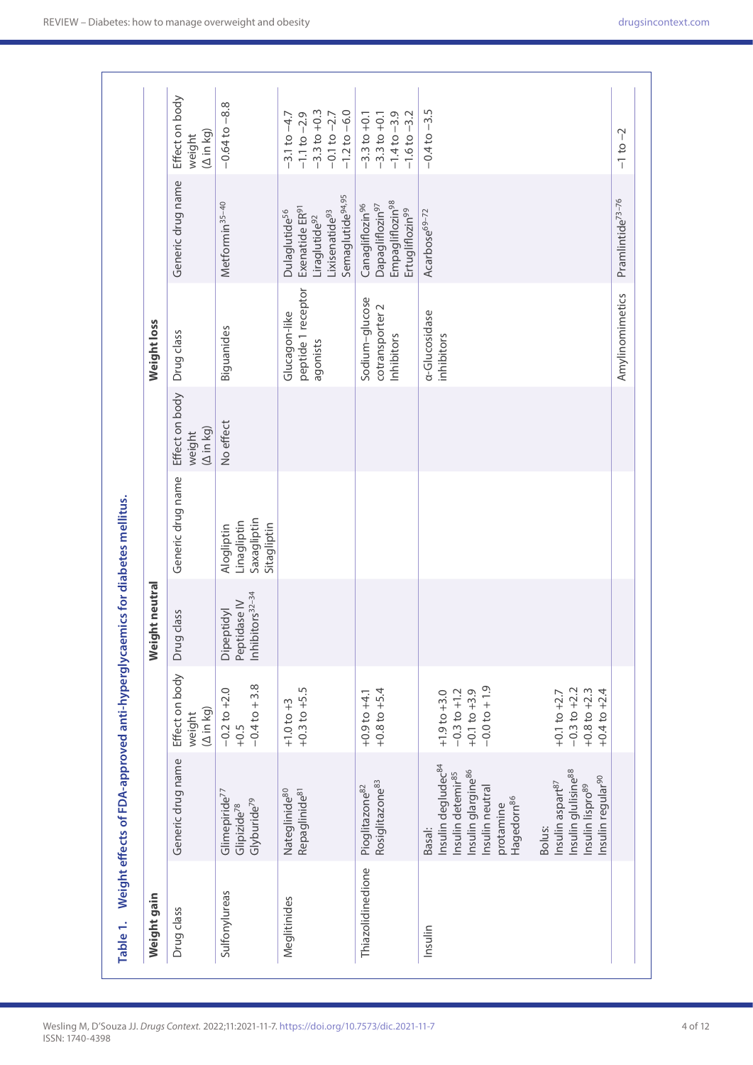**Table 1. Weight effects of FDA-approved anti-hyperglycaemics for diabetes mellitus.**

| Weight gain | | | Weight neutral | | | Weight loss | | |
|---|---|---|---|---|---|---|---|---|
| Drug class | Generic drug name | Effect on body weight (Δ in kg) | Drug class | Generic drug name | Effect on body weight (Δ in kg) | Drug class | Generic drug name | Effect on body weight (Δ in kg) |
| Sulfonylureas | Glimepiride[77]<br>Glipizide[78]<br>Glyburide[79] | −0.2 to +2.0<br>+0.5<br>−0.4 to + 3.8 | Dipeptidyl Peptidase IV Inhibitors[32–34] | Alogliptin<br>Linagliptin<br>Saxagliptin<br>Sitagliptin | No effect | Biguanides | Metformin[35–40] | −0.64 to −8.8 |
| Meglitinides | Nateglinide[80]<br>Repaglinide[81] | +1.0 to +3<br>+0.3 to +5.5 | | | | Glucagon-like peptide 1 receptor agonists | Dulaglutide[56]<br>Exenatide ER[91]<br>Liraglutide[92]<br>Lixisenatide[93]<br>Semaglutide[94,95] | −3.1 to −4.7<br>−1.1 to −2.9<br>−3.3 to +0.3<br>−0.1 to −2.7<br>−1.2 to −6.0 |
| Thiazolidinedione | Pioglitazone[82]<br>Rosiglitazone[83] | +0.9 to +4.1<br>+0.8 to +5.4 | | | | Sodium–glucose cotransporter 2 Inhibitors | Canagliflozin[96]<br>Dapagliflozin[97]<br>Empagliflozin[98]<br>Ertugliflozin[99] | −3.3 to +0.1<br>−3.3 to +0.1<br>−1.4 to −3.9<br>−1.6 to −3.2 |
| Insulin | Basal:<br>Insulin degludec[84]<br>Insulin detemir[85]<br>Insulin glargine[86]<br>Insulin neutral protamine Hagedorn[86]<br><br>Bolus:<br>Insulin aspart[87]<br>Insulin glulisine[88]<br>Insulin lispro[89]<br>Insulin regular[90] | <br>+1.9 to +3.0<br>−0.3 to +1.2<br>+0.1 to +3.9<br>−0.0 to + 1.9<br><br><br>+0.1 to +2.7<br>−0.3 to +2.2<br>+0.8 to +2.3<br>+0.4 to +2.4 | | | | α-Glucosidase inhibitors | Acarbose[69–72] | −0.4 to −3.5 |
| | | | | | | Amylinomimetics | Pramlintide[73–76] | −1 to −2 |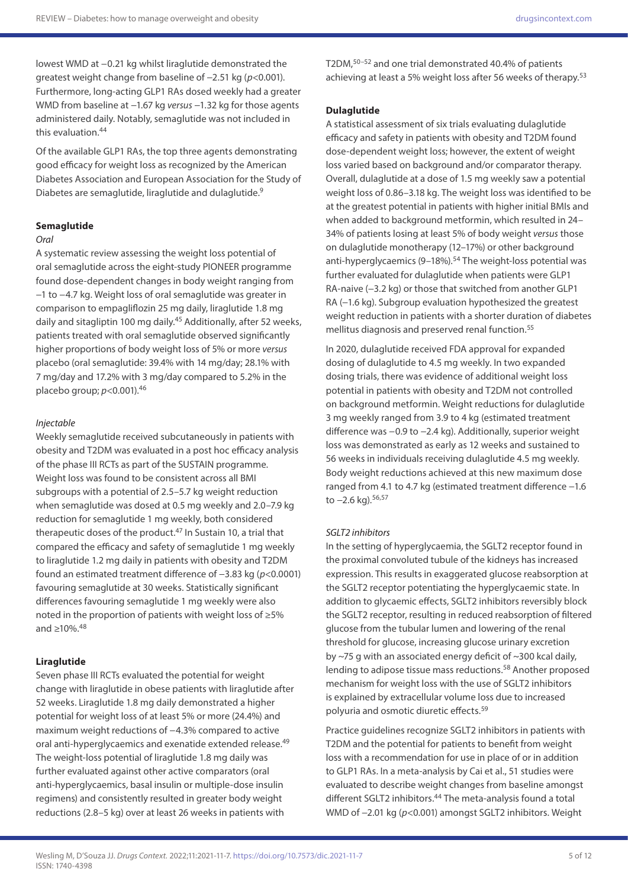lowest WMD at −0.21 kg whilst liraglutide demonstrated the greatest weight change from baseline of −2.51 kg ($p<0.001$). Furthermore, long-acting GLP1 RAs dosed weekly had a greater WMD from baseline at −1.67 kg *versus* −1.32 kg for those agents administered daily. Notably, semaglutide was not included in this evaluation.[44]

Of the available GLP1 RAs, the top three agents demonstrating good efficacy for weight loss as recognized by the American Diabetes Association and European Association for the Study of Diabetes are semaglutide, liraglutide and dulaglutide.[9]

### Semaglutide

*Oral*

A systematic review assessing the weight loss potential of oral semaglutide across the eight-study PIONEER programme found dose-dependent changes in body weight ranging from −1 to −4.7 kg. Weight loss of oral semaglutide was greater in comparison to empagliflozin 25 mg daily, liraglutide 1.8 mg daily and sitagliptin 100 mg daily.[45] Additionally, after 52 weeks, patients treated with oral semaglutide observed significantly higher proportions of body weight loss of 5% or more *versus* placebo (oral semaglutide: 39.4% with 14 mg/day; 28.1% with 7 mg/day and 17.2% with 3 mg/day compared to 5.2% in the placebo group; $p<0.001$).[46]

*Injectable*

Weekly semaglutide received subcutaneously in patients with obesity and T2DM was evaluated in a post hoc efficacy analysis of the phase III RCTs as part of the SUSTAIN programme. Weight loss was found to be consistent across all BMI subgroups with a potential of 2.5–5.7 kg weight reduction when semaglutide was dosed at 0.5 mg weekly and 2.0–7.9 kg reduction for semaglutide 1 mg weekly, both considered therapeutic doses of the product.[47] In Sustain 10, a trial that compared the efficacy and safety of semaglutide 1 mg weekly to liraglutide 1.2 mg daily in patients with obesity and T2DM found an estimated treatment difference of −3.83 kg ($p<0.0001$) favouring semaglutide at 30 weeks. Statistically significant differences favouring semaglutide 1 mg weekly were also noted in the proportion of patients with weight loss of ≥5% and ≥10%.[48]

### Liraglutide

Seven phase III RCTs evaluated the potential for weight change with liraglutide in obese patients with liraglutide after 52 weeks. Liraglutide 1.8 mg daily demonstrated a higher potential for weight loss of at least 5% or more (24.4%) and maximum weight reductions of −4.3% compared to active oral anti-hyperglycaemics and exenatide extended release.[49] The weight-loss potential of liraglutide 1.8 mg daily was further evaluated against other active comparators (oral anti-hyperglycaemics, basal insulin or multiple-dose insulin regimens) and consistently resulted in greater body weight reductions (2.8–5 kg) over at least 26 weeks in patients with T2DM,[50–52] and one trial demonstrated 40.4% of patients achieving at least a 5% weight loss after 56 weeks of therapy.[53]

### Dulaglutide

A statistical assessment of six trials evaluating dulaglutide efficacy and safety in patients with obesity and T2DM found dose-dependent weight loss; however, the extent of weight loss varied based on background and/or comparator therapy. Overall, dulaglutide at a dose of 1.5 mg weekly saw a potential weight loss of 0.86–3.18 kg. The weight loss was identified to be at the greatest potential in patients with higher initial BMIs and when added to background metformin, which resulted in 24–34% of patients losing at least 5% of body weight *versus* those on dulaglutide monotherapy (12–17%) or other background anti-hyperglycaemics (9–18%).[54] The weight-loss potential was further evaluated for dulaglutide when patients were GLP1 RA-naive (−3.2 kg) or those that switched from another GLP1 RA (−1.6 kg). Subgroup evaluation hypothesized the greatest weight reduction in patients with a shorter duration of diabetes mellitus diagnosis and preserved renal function.[55]

In 2020, dulaglutide received FDA approval for expanded dosing of dulaglutide to 4.5 mg weekly. In two expanded dosing trials, there was evidence of additional weight loss potential in patients with obesity and T2DM not controlled on background metformin. Weight reductions for dulaglutide 3 mg weekly ranged from 3.9 to 4 kg (estimated treatment difference was −0.9 to −2.4 kg). Additionally, superior weight loss was demonstrated as early as 12 weeks and sustained to 56 weeks in individuals receiving dulaglutide 4.5 mg weekly. Body weight reductions achieved at this new maximum dose ranged from 4.1 to 4.7 kg (estimated treatment difference −1.6 to −2.6 kg).[56,57]

*SGLT2 inhibitors*

In the setting of hyperglycaemia, the SGLT2 receptor found in the proximal convoluted tubule of the kidneys has increased expression. This results in exaggerated glucose reabsorption at the SGLT2 receptor potentiating the hyperglycaemic state. In addition to glycaemic effects, SGLT2 inhibitors reversibly block the SGLT2 receptor, resulting in reduced reabsorption of filtered glucose from the tubular lumen and lowering of the renal threshold for glucose, increasing glucose urinary excretion by ~75 g with an associated energy deficit of ~300 kcal daily, lending to adipose tissue mass reductions.[58] Another proposed mechanism for weight loss with the use of SGLT2 inhibitors is explained by extracellular volume loss due to increased polyuria and osmotic diuretic effects.[59]

Practice guidelines recognize SGLT2 inhibitors in patients with T2DM and the potential for patients to benefit from weight loss with a recommendation for use in place of or in addition to GLP1 RAs. In a meta-analysis by Cai et al., 51 studies were evaluated to describe weight changes from baseline amongst different SGLT2 inhibitors.[44] The meta-analysis found a total WMD of −2.01 kg ($p<0.001$) amongst SGLT2 inhibitors. Weight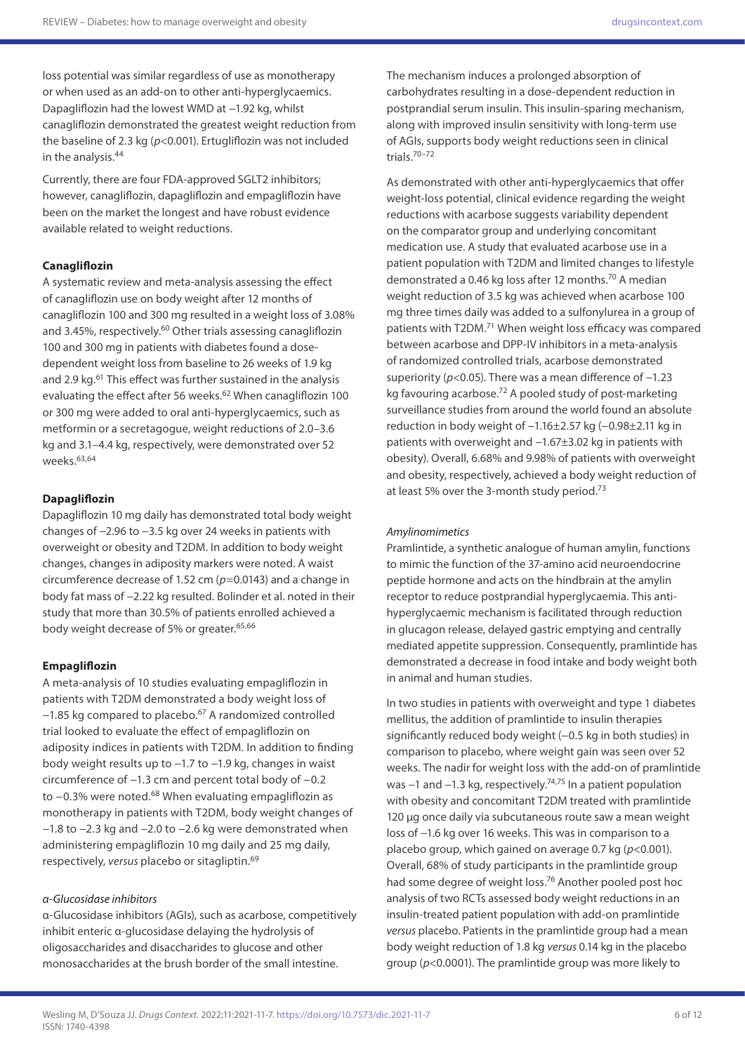loss potential was similar regardless of use as monotherapy or when used as an add-on to other anti-hyperglycaemics. Dapagliflozin had the lowest WMD at −1.92 kg, whilst canagliflozin demonstrated the greatest weight reduction from the baseline of 2.3 kg ($p<0.001$). Ertugliflozin was not included in the analysis.[44]

Currently, there are four FDA-approved SGLT2 inhibitors; however, canagliflozin, dapagliflozin and empagliflozin have been on the market the longest and have robust evidence available related to weight reductions.

**Canagliflozin**

A systematic review and meta-analysis assessing the effect of canagliflozin use on body weight after 12 months of canagliflozin 100 and 300 mg resulted in a weight loss of 3.08% and 3.45%, respectively.[60] Other trials assessing canagliflozin 100 and 300 mg in patients with diabetes found a dose-dependent weight loss from baseline to 26 weeks of 1.9 kg and 2.9 kg.[61] This effect was further sustained in the analysis evaluating the effect after 56 weeks.[62] When canagliflozin 100 or 300 mg were added to oral anti-hyperglycaemics, such as metformin or a secretagogue, weight reductions of 2.0–3.6 kg and 3.1–4.4 kg, respectively, were demonstrated over 52 weeks.[63,64]

**Dapagliflozin**

Dapagliflozin 10 mg daily has demonstrated total body weight changes of −2.96 to −3.5 kg over 24 weeks in patients with overweight or obesity and T2DM. In addition to body weight changes, changes in adiposity markers were noted. A waist circumference decrease of 1.52 cm ($p=0.0143$) and a change in body fat mass of −2.22 kg resulted. Bolinder et al. noted in their study that more than 30.5% of patients enrolled achieved a body weight decrease of 5% or greater.[65,66]

**Empagliflozin**

A meta-analysis of 10 studies evaluating empagliflozin in patients with T2DM demonstrated a body weight loss of −1.85 kg compared to placebo.[67] A randomized controlled trial looked to evaluate the effect of empagliflozin on adiposity indices in patients with T2DM. In addition to finding body weight results up to −1.7 to −1.9 kg, changes in waist circumference of −1.3 cm and percent total body of −0.2 to −0.3% were noted.[68] When evaluating empagliflozin as monotherapy in patients with T2DM, body weight changes of −1.8 to −2.3 kg and −2.0 to −2.6 kg were demonstrated when administering empagliflozin 10 mg daily and 25 mg daily, respectively, *versus* placebo or sitagliptin.[69]

*α-Glucosidase inhibitors*

α-Glucosidase inhibitors (AGIs), such as acarbose, competitively inhibit enteric α-glucosidase delaying the hydrolysis of oligosaccharides and disaccharides to glucose and other monosaccharides at the brush border of the small intestine. The mechanism induces a prolonged absorption of carbohydrates resulting in a dose-dependent reduction in postprandial serum insulin. This insulin-sparing mechanism, along with improved insulin sensitivity with long-term use of AGIs, supports body weight reductions seen in clinical trials.[70–72]

As demonstrated with other anti-hyperglycaemics that offer weight-loss potential, clinical evidence regarding the weight reductions with acarbose suggests variability dependent on the comparator group and underlying concomitant medication use. A study that evaluated acarbose use in a patient population with T2DM and limited changes to lifestyle demonstrated a 0.46 kg loss after 12 months.[70] A median weight reduction of 3.5 kg was achieved when acarbose 100 mg three times daily was added to a sulfonylurea in a group of patients with T2DM.[71] When weight loss efficacy was compared between acarbose and DPP-IV inhibitors in a meta-analysis of randomized controlled trials, acarbose demonstrated superiority ($p<0.05$). There was a mean difference of −1.23 kg favouring acarbose.[72] A pooled study of post-marketing surveillance studies from around the world found an absolute reduction in body weight of −1.16±2.57 kg (−0.98±2.11 kg in patients with overweight and −1.67±3.02 kg in patients with obesity). Overall, 6.68% and 9.98% of patients with overweight and obesity, respectively, achieved a body weight reduction of at least 5% over the 3-month study period.[73]

*Amylinomimetics*

Pramlintide, a synthetic analogue of human amylin, functions to mimic the function of the 37-amino acid neuroendocrine peptide hormone and acts on the hindbrain at the amylin receptor to reduce postprandial hyperglycaemia. This anti-hyperglycaemic mechanism is facilitated through reduction in glucagon release, delayed gastric emptying and centrally mediated appetite suppression. Consequently, pramlintide has demonstrated a decrease in food intake and body weight both in animal and human studies.

In two studies in patients with overweight and type 1 diabetes mellitus, the addition of pramlintide to insulin therapies significantly reduced body weight (−0.5 kg in both studies) in comparison to placebo, where weight gain was seen over 52 weeks. The nadir for weight loss with the add-on of pramlintide was −1 and −1.3 kg, respectively.[74,75] In a patient population with obesity and concomitant T2DM treated with pramlintide 120 µg once daily via subcutaneous route saw a mean weight loss of −1.6 kg over 16 weeks. This was in comparison to a placebo group, which gained on average 0.7 kg ($p<0.001$). Overall, 68% of study participants in the pramlintide group had some degree of weight loss.[76] Another pooled post hoc analysis of two RCTs assessed body weight reductions in an insulin-treated patient population with add-on pramlintide *versus* placebo. Patients in the pramlintide group had a mean body weight reduction of 1.8 kg *versus* 0.14 kg in the placebo group ($p<0.0001$). The pramlintide group was more likely to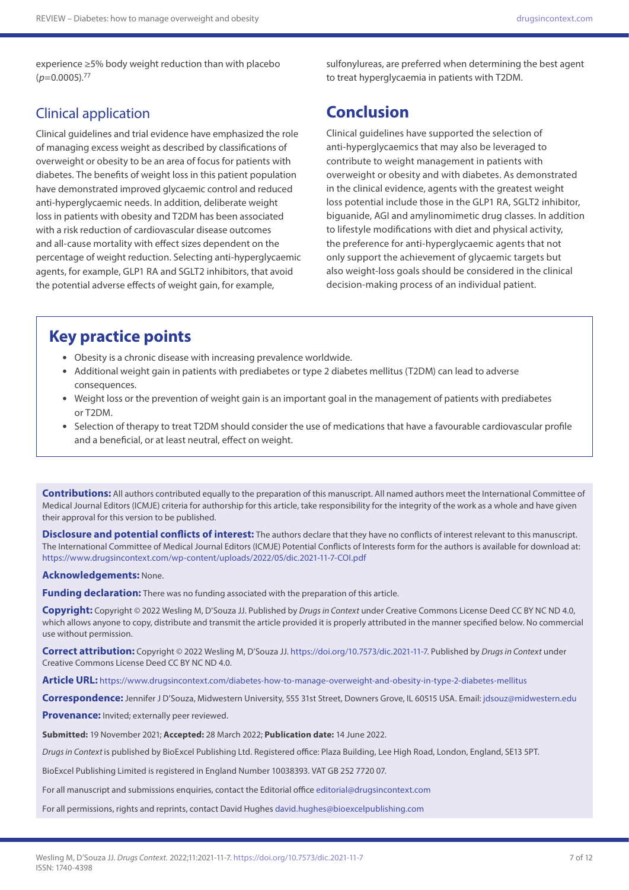experience ≥5% body weight reduction than with placebo ($p$=0.0005).[77]

## Clinical application

Clinical guidelines and trial evidence have emphasized the role of managing excess weight as described by classifications of overweight or obesity to be an area of focus for patients with diabetes. The benefits of weight loss in this patient population have demonstrated improved glycaemic control and reduced anti-hyperglycaemic needs. In addition, deliberate weight loss in patients with obesity and T2DM has been associated with a risk reduction of cardiovascular disease outcomes and all-cause mortality with effect sizes dependent on the percentage of weight reduction. Selecting anti-hyperglycaemic agents, for example, GLP1 RA and SGLT2 inhibitors, that avoid the potential adverse effects of weight gain, for example, sulfonylureas, are preferred when determining the best agent to treat hyperglycaemia in patients with T2DM.

# Conclusion

Clinical guidelines have supported the selection of anti-hyperglycaemics that may also be leveraged to contribute to weight management in patients with overweight or obesity and with diabetes. As demonstrated in the clinical evidence, agents with the greatest weight loss potential include those in the GLP1 RA, SGLT2 inhibitor, biguanide, AGI and amylinomimetic drug classes. In addition to lifestyle modifications with diet and physical activity, the preference for anti-hyperglycaemic agents that not only support the achievement of glycaemic targets but also weight-loss goals should be considered in the clinical decision-making process of an individual patient.

## Key practice points

- Obesity is a chronic disease with increasing prevalence worldwide.
- Additional weight gain in patients with prediabetes or type 2 diabetes mellitus (T2DM) can lead to adverse consequences.
- Weight loss or the prevention of weight gain is an important goal in the management of patients with prediabetes or T2DM.
- Selection of therapy to treat T2DM should consider the use of medications that have a favourable cardiovascular profile and a beneficial, or at least neutral, effect on weight.

**Contributions:** All authors contributed equally to the preparation of this manuscript. All named authors meet the International Committee of Medical Journal Editors (ICMJE) criteria for authorship for this article, take responsibility for the integrity of the work as a whole and have given their approval for this version to be published.

**Disclosure and potential conflicts of interest:** The authors declare that they have no conflicts of interest relevant to this manuscript. The International Committee of Medical Journal Editors (ICMJE) Potential Conflicts of Interests form for the authors is available for download at: https://www.drugsincontext.com/wp-content/uploads/2022/05/dic.2021-11-7-COI.pdf

**Acknowledgements:** None.

**Funding declaration:** There was no funding associated with the preparation of this article.

**Copyright:** Copyright © 2022 Wesling M, D'Souza JJ. Published by *Drugs in Context* under Creative Commons License Deed CC BY NC ND 4.0, which allows anyone to copy, distribute and transmit the article provided it is properly attributed in the manner specified below. No commercial use without permission.

**Correct attribution:** Copyright © 2022 Wesling M, D'Souza JJ. https://doi.org/10.7573/dic.2021-11-7. Published by *Drugs in Context* under Creative Commons License Deed CC BY NC ND 4.0.

**Article URL:** https://www.drugsincontext.com/diabetes-how-to-manage-overweight-and-obesity-in-type-2-diabetes-mellitus

**Correspondence:** Jennifer J D'Souza, Midwestern University, 555 31st Street, Downers Grove, IL 60515 USA. Email: jdsouz@midwestern.edu

**Provenance:** Invited; externally peer reviewed.

**Submitted:** 19 November 2021; **Accepted:** 28 March 2022; **Publication date:** 14 June 2022.

*Drugs in Context* is published by BioExcel Publishing Ltd. Registered office: Plaza Building, Lee High Road, London, England, SE13 5PT.

BioExcel Publishing Limited is registered in England Number 10038393. VAT GB 252 7720 07.

For all manuscript and submissions enquiries, contact the Editorial office editorial@drugsincontext.com

For all permissions, rights and reprints, contact David Hughes david.hughes@bioexcelpublishing.com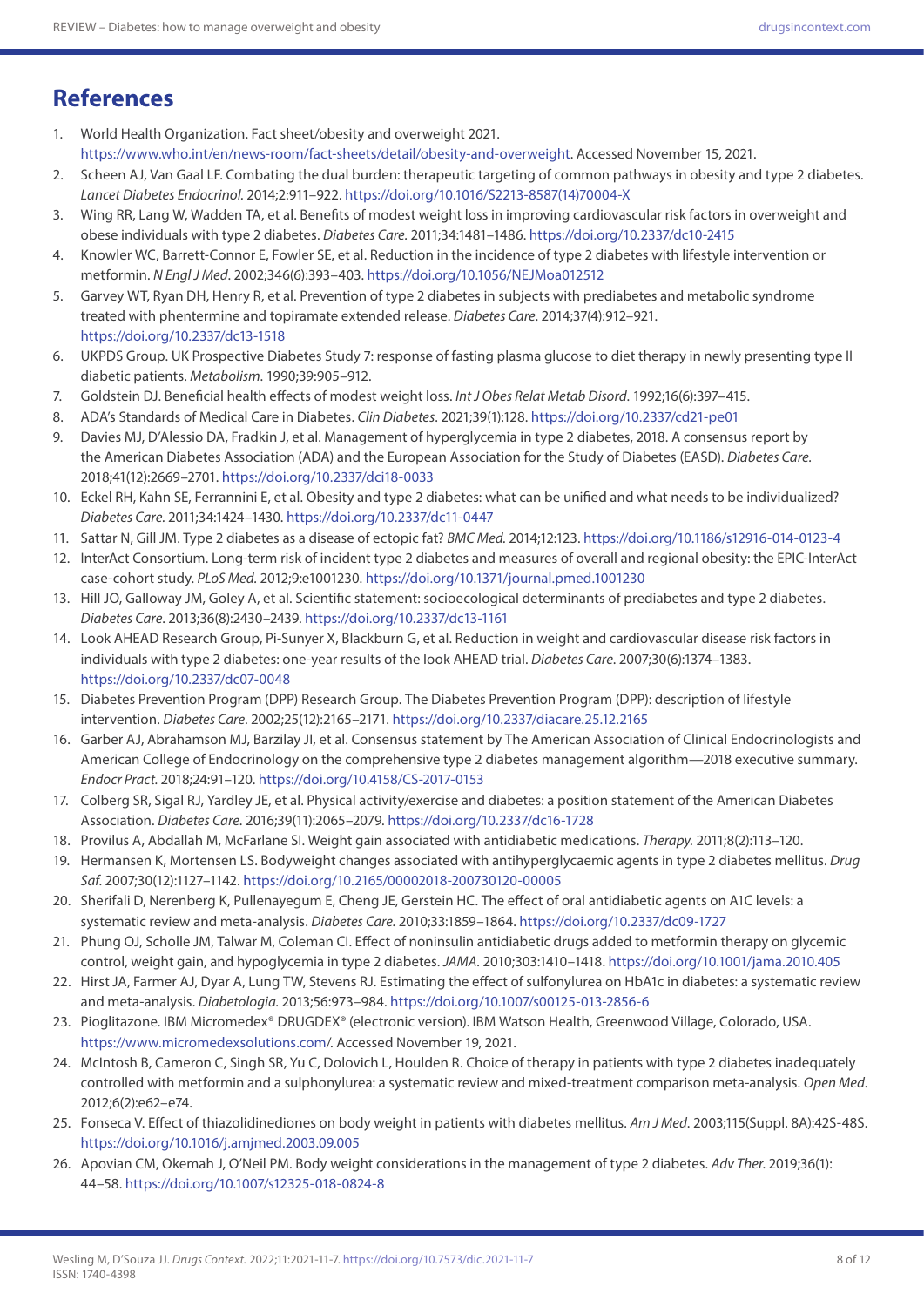## References

1. World Health Organization. Fact sheet/obesity and overweight 2021. https://www.who.int/en/news-room/fact-sheets/detail/obesity-and-overweight. Accessed November 15, 2021.
2. Scheen AJ, Van Gaal LF. Combating the dual burden: therapeutic targeting of common pathways in obesity and type 2 diabetes. *Lancet Diabetes Endocrinol.* 2014;2:911–922. https://doi.org/10.1016/S2213-8587(14)70004-X
3. Wing RR, Lang W, Wadden TA, et al. Benefits of modest weight loss in improving cardiovascular risk factors in overweight and obese individuals with type 2 diabetes. *Diabetes Care.* 2011;34:1481–1486. https://doi.org/10.2337/dc10-2415
4. Knowler WC, Barrett-Connor E, Fowler SE, et al. Reduction in the incidence of type 2 diabetes with lifestyle intervention or metformin. *N Engl J Med*. 2002;346(6):393–403. https://doi.org/10.1056/NEJMoa012512
5. Garvey WT, Ryan DH, Henry R, et al. Prevention of type 2 diabetes in subjects with prediabetes and metabolic syndrome treated with phentermine and topiramate extended release. *Diabetes Care.* 2014;37(4):912–921. https://doi.org/10.2337/dc13-1518
6. UKPDS Group. UK Prospective Diabetes Study 7: response of fasting plasma glucose to diet therapy in newly presenting type II diabetic patients. *Metabolism*. 1990;39:905–912.
7. Goldstein DJ. Beneficial health effects of modest weight loss. *Int J Obes Relat Metab Disord*. 1992;16(6):397–415.
8. ADA's Standards of Medical Care in Diabetes. *Clin Diabetes*. 2021;39(1):128. https://doi.org/10.2337/cd21-pe01
9. Davies MJ, D'Alessio DA, Fradkin J, et al. Management of hyperglycemia in type 2 diabetes, 2018. A consensus report by the American Diabetes Association (ADA) and the European Association for the Study of Diabetes (EASD). *Diabetes Care.* 2018;41(12):2669–2701. https://doi.org/10.2337/dci18-0033
10. Eckel RH, Kahn SE, Ferrannini E, et al. Obesity and type 2 diabetes: what can be unified and what needs to be individualized? *Diabetes Care.* 2011;34:1424–1430. https://doi.org/10.2337/dc11-0447
11. Sattar N, Gill JM. Type 2 diabetes as a disease of ectopic fat? *BMC Med.* 2014;12:123. https://doi.org/10.1186/s12916-014-0123-4
12. InterAct Consortium. Long-term risk of incident type 2 diabetes and measures of overall and regional obesity: the EPIC-InterAct case-cohort study. *PLoS Med.* 2012;9:e1001230. https://doi.org/10.1371/journal.pmed.1001230
13. Hill JO, Galloway JM, Goley A, et al. Scientific statement: socioecological determinants of prediabetes and type 2 diabetes. *Diabetes Care.* 2013;36(8):2430–2439. https://doi.org/10.2337/dc13-1161
14. Look AHEAD Research Group, Pi-Sunyer X, Blackburn G, et al. Reduction in weight and cardiovascular disease risk factors in individuals with type 2 diabetes: one-year results of the look AHEAD trial. *Diabetes Care.* 2007;30(6):1374–1383. https://doi.org/10.2337/dc07-0048
15. Diabetes Prevention Program (DPP) Research Group. The Diabetes Prevention Program (DPP): description of lifestyle intervention. *Diabetes Care*. 2002;25(12):2165–2171. https://doi.org/10.2337/diacare.25.12.2165
16. Garber AJ, Abrahamson MJ, Barzilay JI, et al. Consensus statement by The American Association of Clinical Endocrinologists and American College of Endocrinology on the comprehensive type 2 diabetes management algorithm—2018 executive summary. *Endocr Pract.* 2018;24:91–120. https://doi.org/10.4158/CS-2017-0153
17. Colberg SR, Sigal RJ, Yardley JE, et al. Physical activity/exercise and diabetes: a position statement of the American Diabetes Association. *Diabetes Care*. 2016;39(11):2065–2079. https://doi.org/10.2337/dc16-1728
18. Provilus A, Abdallah M, McFarlane SI. Weight gain associated with antidiabetic medications. *Therapy.* 2011;8(2):113–120.
19. Hermansen K, Mortensen LS. Bodyweight changes associated with antihyperglycaemic agents in type 2 diabetes mellitus. *Drug Saf.* 2007;30(12):1127–1142. https://doi.org/10.2165/00002018-200730120-00005
20. Sherifali D, Nerenberg K, Pullenayegum E, Cheng JE, Gerstein HC. The effect of oral antidiabetic agents on A1C levels: a systematic review and meta-analysis. *Diabetes Care.* 2010;33:1859–1864. https://doi.org/10.2337/dc09-1727
21. Phung OJ, Scholle JM, Talwar M, Coleman CI. Effect of noninsulin antidiabetic drugs added to metformin therapy on glycemic control, weight gain, and hypoglycemia in type 2 diabetes. *JAMA.* 2010;303:1410–1418. https://doi.org/10.1001/jama.2010.405
22. Hirst JA, Farmer AJ, Dyar A, Lung TW, Stevens RJ. Estimating the effect of sulfonylurea on HbA1c in diabetes: a systematic review and meta-analysis. *Diabetologia.* 2013;56:973–984. https://doi.org/10.1007/s00125-013-2856-6
23. Pioglitazone. IBM Micromedex® DRUGDEX® (electronic version). IBM Watson Health, Greenwood Village, Colorado, USA. https://www.micromedexsolutions.com/. Accessed November 19, 2021.
24. McIntosh B, Cameron C, Singh SR, Yu C, Dolovich L, Houlden R. Choice of therapy in patients with type 2 diabetes inadequately controlled with metformin and a sulphonylurea: a systematic review and mixed-treatment comparison meta-analysis. *Open Med*. 2012;6(2):e62–e74.
25. Fonseca V. Effect of thiazolidinediones on body weight in patients with diabetes mellitus. *Am J Med*. 2003;115(Suppl. 8A):42S-48S. https://doi.org/10.1016/j.amjmed.2003.09.005
26. Apovian CM, Okemah J, O'Neil PM. Body weight considerations in the management of type 2 diabetes. *Adv Ther.* 2019;36(1): 44–58. https://doi.org/10.1007/s12325-018-0824-8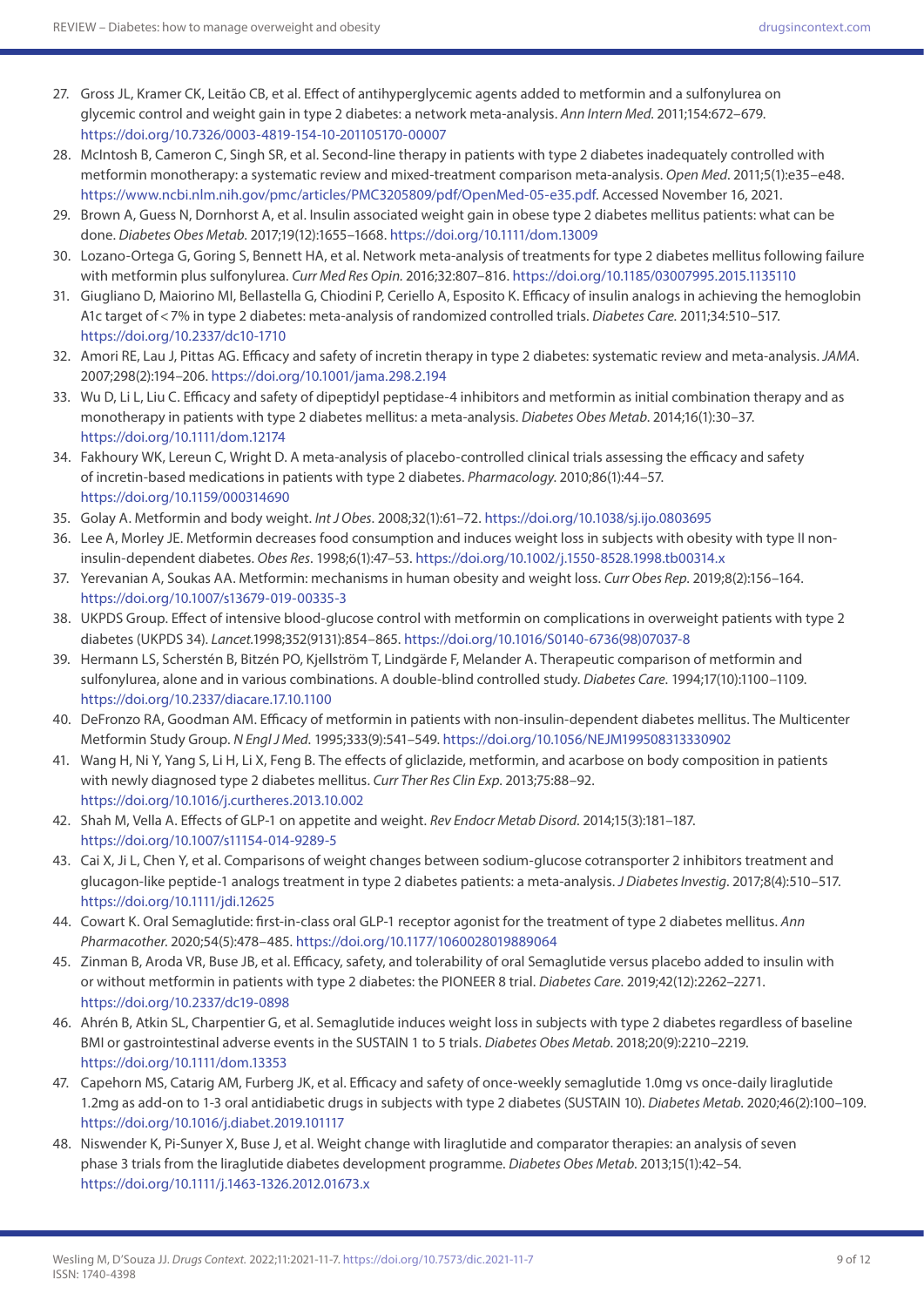27. Gross JL, Kramer CK, Leitão CB, et al. Effect of antihyperglycemic agents added to metformin and a sulfonylurea on glycemic control and weight gain in type 2 diabetes: a network meta-analysis. *Ann Intern Med*. 2011;154:672–679. https://doi.org/10.7326/0003-4819-154-10-201105170-00007
28. McIntosh B, Cameron C, Singh SR, et al. Second-line therapy in patients with type 2 diabetes inadequately controlled with metformin monotherapy: a systematic review and mixed-treatment comparison meta-analysis. *Open Med*. 2011;5(1):e35–e48. https://www.ncbi.nlm.nih.gov/pmc/articles/PMC3205809/pdf/OpenMed-05-e35.pdf. Accessed November 16, 2021.
29. Brown A, Guess N, Dornhorst A, et al. Insulin associated weight gain in obese type 2 diabetes mellitus patients: what can be done. *Diabetes Obes Metab*. 2017;19(12):1655–1668. https://doi.org/10.1111/dom.13009
30. Lozano-Ortega G, Goring S, Bennett HA, et al. Network meta-analysis of treatments for type 2 diabetes mellitus following failure with metformin plus sulfonylurea. *Curr Med Res Opin*. 2016;32:807–816. https://doi.org/10.1185/03007995.2015.1135110
31. Giugliano D, Maiorino MI, Bellastella G, Chiodini P, Ceriello A, Esposito K. Efficacy of insulin analogs in achieving the hemoglobin A1c target of < 7% in type 2 diabetes: meta-analysis of randomized controlled trials. *Diabetes Care*. 2011;34:510–517. https://doi.org/10.2337/dc10-1710
32. Amori RE, Lau J, Pittas AG. Efficacy and safety of incretin therapy in type 2 diabetes: systematic review and meta-analysis. *JAMA*. 2007;298(2):194–206. https://doi.org/10.1001/jama.298.2.194
33. Wu D, Li L, Liu C. Efficacy and safety of dipeptidyl peptidase-4 inhibitors and metformin as initial combination therapy and as monotherapy in patients with type 2 diabetes mellitus: a meta-analysis. *Diabetes Obes Metab*. 2014;16(1):30–37. https://doi.org/10.1111/dom.12174
34. Fakhoury WK, Lereun C, Wright D. A meta-analysis of placebo-controlled clinical trials assessing the efficacy and safety of incretin-based medications in patients with type 2 diabetes. *Pharmacology*. 2010;86(1):44–57. https://doi.org/10.1159/000314690
35. Golay A. Metformin and body weight. *Int J Obes*. 2008;32(1):61–72. https://doi.org/10.1038/sj.ijo.0803695
36. Lee A, Morley JE. Metformin decreases food consumption and induces weight loss in subjects with obesity with type II non-insulin-dependent diabetes. *Obes Res*. 1998;6(1):47–53. https://doi.org/10.1002/j.1550-8528.1998.tb00314.x
37. Yerevanian A, Soukas AA. Metformin: mechanisms in human obesity and weight loss. *Curr Obes Rep*. 2019;8(2):156–164. https://doi.org/10.1007/s13679-019-00335-3
38. UKPDS Group. Effect of intensive blood-glucose control with metformin on complications in overweight patients with type 2 diabetes (UKPDS 34). *Lancet*.1998;352(9131):854–865. https://doi.org/10.1016/S0140-6736(98)07037-8
39. Hermann LS, Scherstén B, Bitzén PO, Kjellström T, Lindgärde F, Melander A. Therapeutic comparison of metformin and sulfonylurea, alone and in various combinations. A double-blind controlled study. *Diabetes Care*. 1994;17(10):1100–1109. https://doi.org/10.2337/diacare.17.10.1100
40. DeFronzo RA, Goodman AM. Efficacy of metformin in patients with non-insulin-dependent diabetes mellitus. The Multicenter Metformin Study Group. *N Engl J Med*. 1995;333(9):541–549. https://doi.org/10.1056/NEJM199508313330902
41. Wang H, Ni Y, Yang S, Li H, Li X, Feng B. The effects of gliclazide, metformin, and acarbose on body composition in patients with newly diagnosed type 2 diabetes mellitus. *Curr Ther Res Clin Exp*. 2013;75:88–92. https://doi.org/10.1016/j.curtheres.2013.10.002
42. Shah M, Vella A. Effects of GLP-1 on appetite and weight. *Rev Endocr Metab Disord*. 2014;15(3):181–187. https://doi.org/10.1007/s11154-014-9289-5
43. Cai X, Ji L, Chen Y, et al. Comparisons of weight changes between sodium-glucose cotransporter 2 inhibitors treatment and glucagon-like peptide-1 analogs treatment in type 2 diabetes patients: a meta-analysis. *J Diabetes Investig*. 2017;8(4):510–517. https://doi.org/10.1111/jdi.12625
44. Cowart K. Oral Semaglutide: first-in-class oral GLP-1 receptor agonist for the treatment of type 2 diabetes mellitus. *Ann Pharmacother*. 2020;54(5):478–485. https://doi.org/10.1177/1060028019889064
45. Zinman B, Aroda VR, Buse JB, et al. Efficacy, safety, and tolerability of oral Semaglutide versus placebo added to insulin with or without metformin in patients with type 2 diabetes: the PIONEER 8 trial. *Diabetes Care*. 2019;42(12):2262–2271. https://doi.org/10.2337/dc19-0898
46. Ahrén B, Atkin SL, Charpentier G, et al. Semaglutide induces weight loss in subjects with type 2 diabetes regardless of baseline BMI or gastrointestinal adverse events in the SUSTAIN 1 to 5 trials. *Diabetes Obes Metab*. 2018;20(9):2210–2219. https://doi.org/10.1111/dom.13353
47. Capehorn MS, Catarig AM, Furberg JK, et al. Efficacy and safety of once-weekly semaglutide 1.0mg vs once-daily liraglutide 1.2mg as add-on to 1-3 oral antidiabetic drugs in subjects with type 2 diabetes (SUSTAIN 10). *Diabetes Metab*. 2020;46(2):100–109. https://doi.org/10.1016/j.diabet.2019.101117
48. Niswender K, Pi-Sunyer X, Buse J, et al. Weight change with liraglutide and comparator therapies: an analysis of seven phase 3 trials from the liraglutide diabetes development programme. *Diabetes Obes Metab*. 2013;15(1):42–54. https://doi.org/10.1111/j.1463-1326.2012.01673.x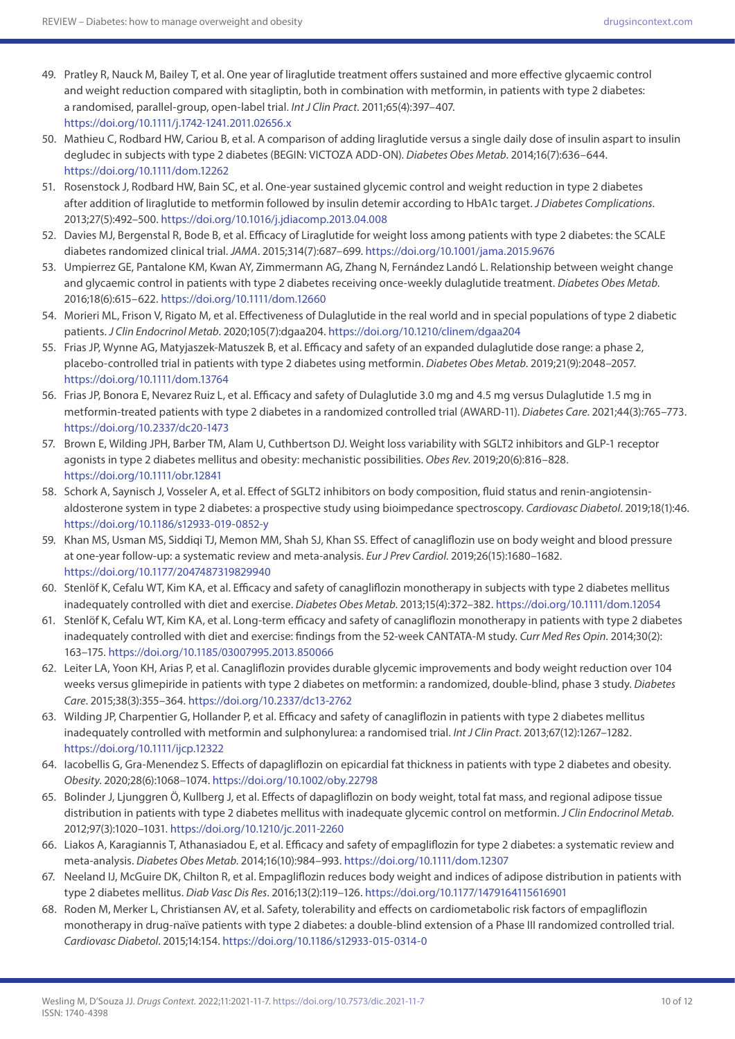49. Pratley R, Nauck M, Bailey T, et al. One year of liraglutide treatment offers sustained and more effective glycaemic control and weight reduction compared with sitagliptin, both in combination with metformin, in patients with type 2 diabetes: a randomised, parallel-group, open-label trial. *Int J Clin Pract*. 2011;65(4):397–407. https://doi.org/10.1111/j.1742-1241.2011.02656.x
50. Mathieu C, Rodbard HW, Cariou B, et al. A comparison of adding liraglutide versus a single daily dose of insulin aspart to insulin degludec in subjects with type 2 diabetes (BEGIN: VICTOZA ADD-ON). *Diabetes Obes Metab*. 2014;16(7):636–644. https://doi.org/10.1111/dom.12262
51. Rosenstock J, Rodbard HW, Bain SC, et al. One-year sustained glycemic control and weight reduction in type 2 diabetes after addition of liraglutide to metformin followed by insulin detemir according to HbA1c target. *J Diabetes Complications*. 2013;27(5):492–500. https://doi.org/10.1016/j.jdiacomp.2013.04.008
52. Davies MJ, Bergenstal R, Bode B, et al. Efficacy of Liraglutide for weight loss among patients with type 2 diabetes: the SCALE diabetes randomized clinical trial. *JAMA*. 2015;314(7):687–699. https://doi.org/10.1001/jama.2015.9676
53. Umpierrez GE, Pantalone KM, Kwan AY, Zimmermann AG, Zhang N, Fernández Landó L. Relationship between weight change and glycaemic control in patients with type 2 diabetes receiving once-weekly dulaglutide treatment. *Diabetes Obes Metab*. 2016;18(6):615–622. https://doi.org/10.1111/dom.12660
54. Morieri ML, Frison V, Rigato M, et al. Effectiveness of Dulaglutide in the real world and in special populations of type 2 diabetic patients. *J Clin Endocrinol Metab*. 2020;105(7):dgaa204. https://doi.org/10.1210/clinem/dgaa204
55. Frias JP, Wynne AG, Matyjaszek-Matuszek B, et al. Efficacy and safety of an expanded dulaglutide dose range: a phase 2, placebo-controlled trial in patients with type 2 diabetes using metformin. *Diabetes Obes Metab*. 2019;21(9):2048–2057. https://doi.org/10.1111/dom.13764
56. Frias JP, Bonora E, Nevarez Ruiz L, et al. Efficacy and safety of Dulaglutide 3.0 mg and 4.5 mg versus Dulaglutide 1.5 mg in metformin-treated patients with type 2 diabetes in a randomized controlled trial (AWARD-11). *Diabetes Care*. 2021;44(3):765–773. https://doi.org/10.2337/dc20-1473
57. Brown E, Wilding JPH, Barber TM, Alam U, Cuthbertson DJ. Weight loss variability with SGLT2 inhibitors and GLP-1 receptor agonists in type 2 diabetes mellitus and obesity: mechanistic possibilities. *Obes Rev*. 2019;20(6):816–828. https://doi.org/10.1111/obr.12841
58. Schork A, Saynisch J, Vosseler A, et al. Effect of SGLT2 inhibitors on body composition, fluid status and renin-angiotensin-aldosterone system in type 2 diabetes: a prospective study using bioimpedance spectroscopy. *Cardiovasc Diabetol*. 2019;18(1):46. https://doi.org/10.1186/s12933-019-0852-y
59. Khan MS, Usman MS, Siddiqi TJ, Memon MM, Shah SJ, Khan SS. Effect of canagliflozin use on body weight and blood pressure at one-year follow-up: a systematic review and meta-analysis. *Eur J Prev Cardiol*. 2019;26(15):1680–1682. https://doi.org/10.1177/2047487319829940
60. Stenlöf K, Cefalu WT, Kim KA, et al. Efficacy and safety of canagliflozin monotherapy in subjects with type 2 diabetes mellitus inadequately controlled with diet and exercise. *Diabetes Obes Metab*. 2013;15(4):372–382. https://doi.org/10.1111/dom.12054
61. Stenlöf K, Cefalu WT, Kim KA, et al. Long-term efficacy and safety of canagliflozin monotherapy in patients with type 2 diabetes inadequately controlled with diet and exercise: findings from the 52-week CANTATA-M study. *Curr Med Res Opin*. 2014;30(2):163–175. https://doi.org/10.1185/03007995.2013.850066
62. Leiter LA, Yoon KH, Arias P, et al. Canagliflozin provides durable glycemic improvements and body weight reduction over 104 weeks versus glimepiride in patients with type 2 diabetes on metformin: a randomized, double-blind, phase 3 study. *Diabetes Care*. 2015;38(3):355–364. https://doi.org/10.2337/dc13-2762
63. Wilding JP, Charpentier G, Hollander P, et al. Efficacy and safety of canagliflozin in patients with type 2 diabetes mellitus inadequately controlled with metformin and sulphonylurea: a randomised trial. *Int J Clin Pract*. 2013;67(12):1267–1282. https://doi.org/10.1111/ijcp.12322
64. Iacobellis G, Gra-Menendez S. Effects of dapagliflozin on epicardial fat thickness in patients with type 2 diabetes and obesity. *Obesity*. 2020;28(6):1068–1074. https://doi.org/10.1002/oby.22798
65. Bolinder J, Ljunggren Ö, Kullberg J, et al. Effects of dapagliflozin on body weight, total fat mass, and regional adipose tissue distribution in patients with type 2 diabetes mellitus with inadequate glycemic control on metformin. *J Clin Endocrinol Metab*. 2012;97(3):1020–1031. https://doi.org/10.1210/jc.2011-2260
66. Liakos A, Karagiannis T, Athanasiadou E, et al. Efficacy and safety of empagliflozin for type 2 diabetes: a systematic review and meta-analysis. *Diabetes Obes Metab*. 2014;16(10):984–993. https://doi.org/10.1111/dom.12307
67. Neeland IJ, McGuire DK, Chilton R, et al. Empagliflozin reduces body weight and indices of adipose distribution in patients with type 2 diabetes mellitus. *Diab Vasc Dis Res*. 2016;13(2):119–126. https://doi.org/10.1177/1479164115616901
68. Roden M, Merker L, Christiansen AV, et al. Safety, tolerability and effects on cardiometabolic risk factors of empagliflozin monotherapy in drug-naïve patients with type 2 diabetes: a double-blind extension of a Phase III randomized controlled trial. *Cardiovasc Diabetol*. 2015;14:154. https://doi.org/10.1186/s12933-015-0314-0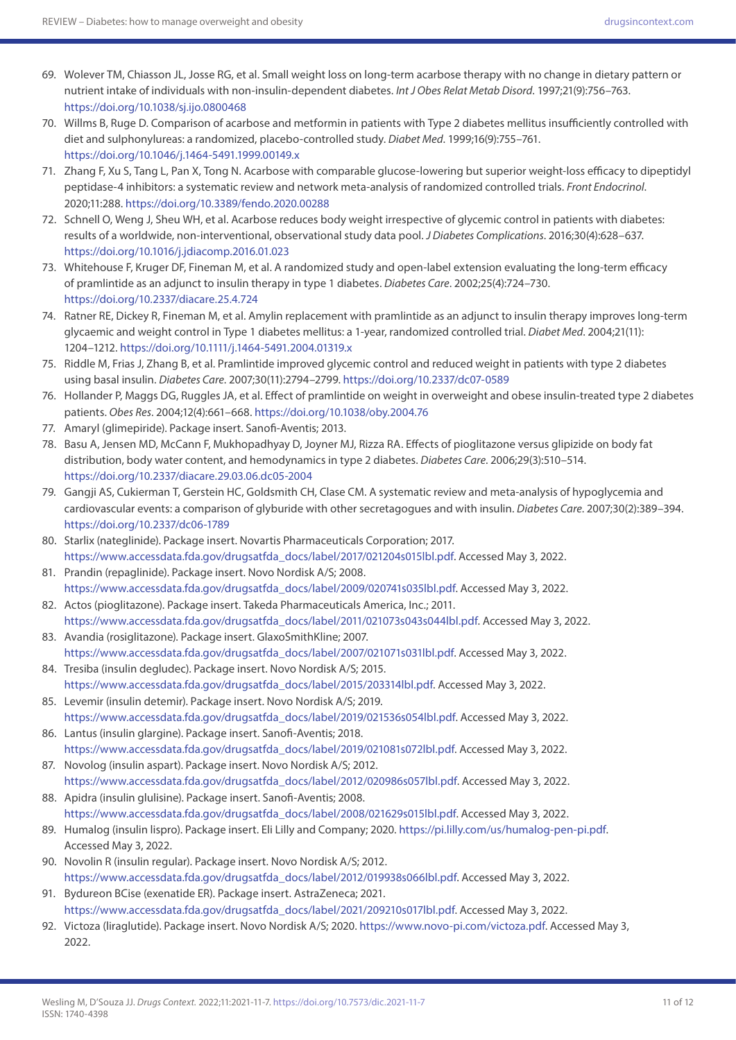69. Wolever TM, Chiasson JL, Josse RG, et al. Small weight loss on long-term acarbose therapy with no change in dietary pattern or nutrient intake of individuals with non-insulin-dependent diabetes. *Int J Obes Relat Metab Disord*. 1997;21(9):756–763. https://doi.org/10.1038/sj.ijo.0800468
70. Willms B, Ruge D. Comparison of acarbose and metformin in patients with Type 2 diabetes mellitus insufficiently controlled with diet and sulphonylureas: a randomized, placebo-controlled study. *Diabet Med*. 1999;16(9):755–761. https://doi.org/10.1046/j.1464-5491.1999.00149.x
71. Zhang F, Xu S, Tang L, Pan X, Tong N. Acarbose with comparable glucose-lowering but superior weight-loss efficacy to dipeptidyl peptidase-4 inhibitors: a systematic review and network meta-analysis of randomized controlled trials. *Front Endocrinol*. 2020;11:288. https://doi.org/10.3389/fendo.2020.00288
72. Schnell O, Weng J, Sheu WH, et al. Acarbose reduces body weight irrespective of glycemic control in patients with diabetes: results of a worldwide, non-interventional, observational study data pool. *J Diabetes Complications*. 2016;30(4):628–637. https://doi.org/10.1016/j.jdiacomp.2016.01.023
73. Whitehouse F, Kruger DF, Fineman M, et al. A randomized study and open-label extension evaluating the long-term efficacy of pramlintide as an adjunct to insulin therapy in type 1 diabetes. *Diabetes Care*. 2002;25(4):724–730. https://doi.org/10.2337/diacare.25.4.724
74. Ratner RE, Dickey R, Fineman M, et al. Amylin replacement with pramlintide as an adjunct to insulin therapy improves long-term glycaemic and weight control in Type 1 diabetes mellitus: a 1-year, randomized controlled trial. *Diabet Med*. 2004;21(11): 1204–1212. https://doi.org/10.1111/j.1464-5491.2004.01319.x
75. Riddle M, Frias J, Zhang B, et al. Pramlintide improved glycemic control and reduced weight in patients with type 2 diabetes using basal insulin. *Diabetes Care*. 2007;30(11):2794–2799. https://doi.org/10.2337/dc07-0589
76. Hollander P, Maggs DG, Ruggles JA, et al. Effect of pramlintide on weight in overweight and obese insulin-treated type 2 diabetes patients. *Obes Res*. 2004;12(4):661–668. https://doi.org/10.1038/oby.2004.76
77. Amaryl (glimepiride). Package insert. Sanofi-Aventis; 2013.
78. Basu A, Jensen MD, McCann F, Mukhopadhyay D, Joyner MJ, Rizza RA. Effects of pioglitazone versus glipizide on body fat distribution, body water content, and hemodynamics in type 2 diabetes. *Diabetes Care*. 2006;29(3):510–514. https://doi.org/10.2337/diacare.29.03.06.dc05-2004
79. Gangji AS, Cukierman T, Gerstein HC, Goldsmith CH, Clase CM. A systematic review and meta-analysis of hypoglycemia and cardiovascular events: a comparison of glyburide with other secretagogues and with insulin. *Diabetes Care*. 2007;30(2):389–394. https://doi.org/10.2337/dc06-1789
80. Starlix (nateglinide). Package insert. Novartis Pharmaceuticals Corporation; 2017. https://www.accessdata.fda.gov/drugsatfda_docs/label/2017/021204s015lbl.pdf. Accessed May 3, 2022.
81. Prandin (repaglinide). Package insert. Novo Nordisk A/S; 2008. https://www.accessdata.fda.gov/drugsatfda_docs/label/2009/020741s035lbl.pdf. Accessed May 3, 2022.
82. Actos (pioglitazone). Package insert. Takeda Pharmaceuticals America, Inc.; 2011. https://www.accessdata.fda.gov/drugsatfda_docs/label/2011/021073s043s044lbl.pdf. Accessed May 3, 2022.
83. Avandia (rosiglitazone). Package insert. GlaxoSmithKline; 2007. https://www.accessdata.fda.gov/drugsatfda_docs/label/2007/021071s031lbl.pdf. Accessed May 3, 2022.
84. Tresiba (insulin degludec). Package insert. Novo Nordisk A/S; 2015. https://www.accessdata.fda.gov/drugsatfda_docs/label/2015/203314lbl.pdf. Accessed May 3, 2022.
85. Levemir (insulin detemir). Package insert. Novo Nordisk A/S; 2019. https://www.accessdata.fda.gov/drugsatfda_docs/label/2019/021536s054lbl.pdf. Accessed May 3, 2022.
86. Lantus (insulin glargine). Package insert. Sanofi-Aventis; 2018. https://www.accessdata.fda.gov/drugsatfda_docs/label/2019/021081s072lbl.pdf. Accessed May 3, 2022.
87. Novolog (insulin aspart). Package insert. Novo Nordisk A/S; 2012. https://www.accessdata.fda.gov/drugsatfda_docs/label/2012/020986s057lbl.pdf. Accessed May 3, 2022.
88. Apidra (insulin glulisine). Package insert. Sanofi-Aventis; 2008. https://www.accessdata.fda.gov/drugsatfda_docs/label/2008/021629s015lbl.pdf. Accessed May 3, 2022.
89. Humalog (insulin lispro). Package insert. Eli Lilly and Company; 2020. https://pi.lilly.com/us/humalog-pen-pi.pdf. Accessed May 3, 2022.
90. Novolin R (insulin regular). Package insert. Novo Nordisk A/S; 2012. https://www.accessdata.fda.gov/drugsatfda_docs/label/2012/019938s066lbl.pdf. Accessed May 3, 2022.
91. Bydureon BCise (exenatide ER). Package insert. AstraZeneca; 2021. https://www.accessdata.fda.gov/drugsatfda_docs/label/2021/209210s017lbl.pdf. Accessed May 3, 2022.
92. Victoza (liraglutide). Package insert. Novo Nordisk A/S; 2020. https://www.novo-pi.com/victoza.pdf. Accessed May 3, 2022.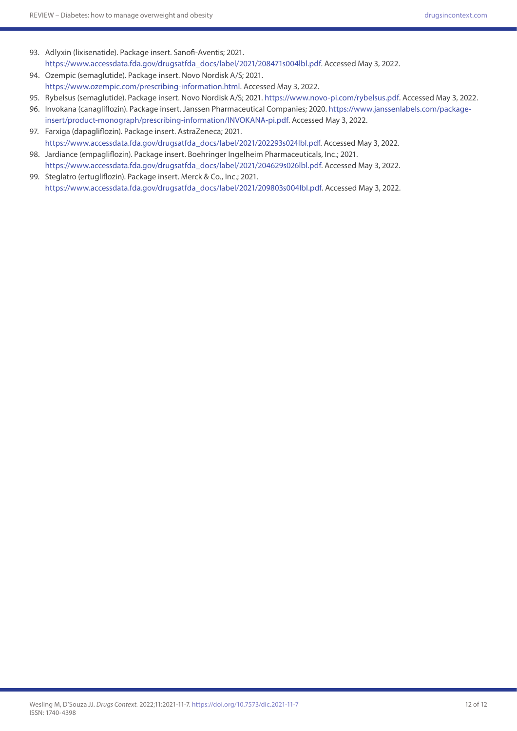93. Adlyxin (lixisenatide). Package insert. Sanofi-Aventis; 2021. https://www.accessdata.fda.gov/drugsatfda_docs/label/2021/208471s004lbl.pdf. Accessed May 3, 2022.
94. Ozempic (semaglutide). Package insert. Novo Nordisk A/S; 2021. https://www.ozempic.com/prescribing-information.html. Accessed May 3, 2022.
95. Rybelsus (semaglutide). Package insert. Novo Nordisk A/S; 2021. https://www.novo-pi.com/rybelsus.pdf. Accessed May 3, 2022.
96. Invokana (canagliflozin). Package insert. Janssen Pharmaceutical Companies; 2020. https://www.janssenlabels.com/package-insert/product-monograph/prescribing-information/INVOKANA-pi.pdf. Accessed May 3, 2022.
97. Farxiga (dapagliflozin). Package insert. AstraZeneca; 2021. https://www.accessdata.fda.gov/drugsatfda_docs/label/2021/202293s024lbl.pdf. Accessed May 3, 2022.
98. Jardiance (empagliflozin). Package insert. Boehringer Ingelheim Pharmaceuticals, Inc.; 2021. https://www.accessdata.fda.gov/drugsatfda_docs/label/2021/204629s026lbl.pdf. Accessed May 3, 2022.
99. Steglatro (ertugliflozin). Package insert. Merck & Co., Inc.; 2021. https://www.accessdata.fda.gov/drugsatfda_docs/label/2021/209803s004lbl.pdf. Accessed May 3, 2022.